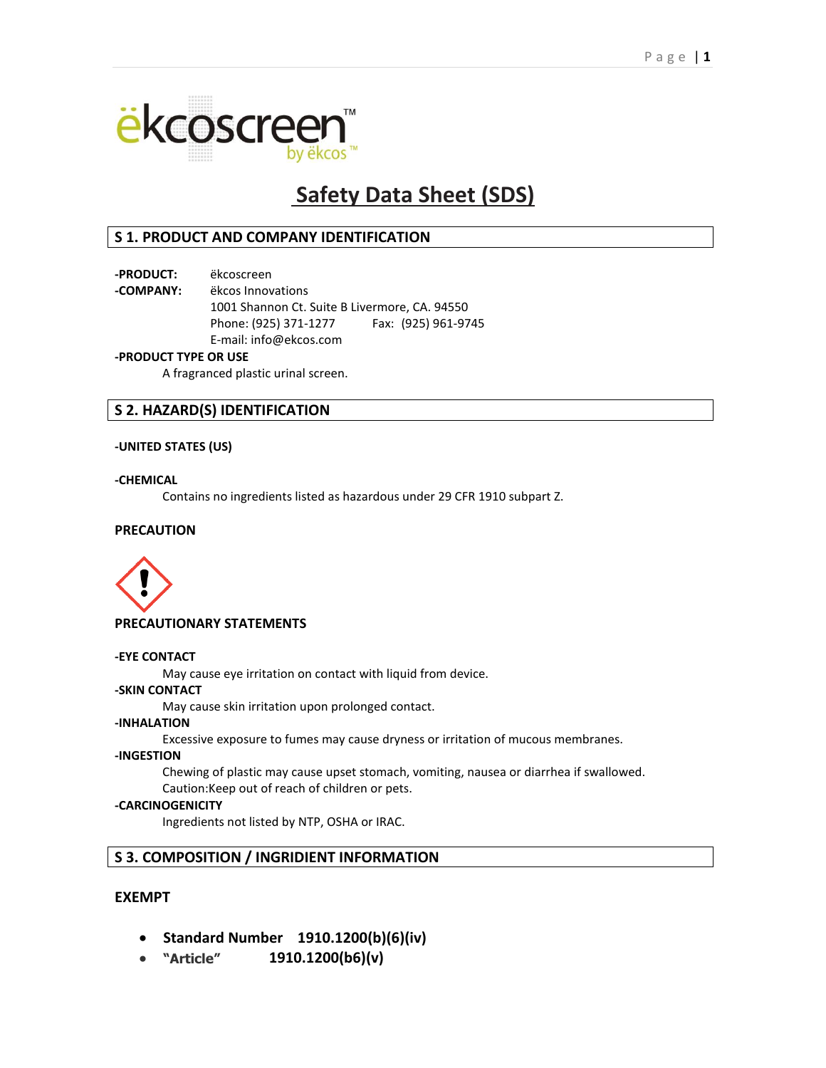ëkcoscreen™ by ëkcos™

# Safety Data Sheet (SDS)

## S 1. PRODUCT AND COMPANY IDENTIFICATION

**-PRODUCT:** ëkcoscreen

**-COMPANY:** ëkcos Innovations
1001 Shannon Ct. Suite B Livermore, CA. 94550
Phone: (925) 371-1277 Fax: (925) 961-9745
E-mail: info@ekcos.com

**-PRODUCT TYPE OR USE**

A fragranced plastic urinal screen.

## S 2. HAZARD(S) IDENTIFICATION

**-UNITED STATES (US)**

**-CHEMICAL**

Contains no ingredients listed as hazardous under 29 CFR 1910 subpart Z.

**PRECAUTION**

**PRECAUTIONARY STATEMENTS**

**-EYE CONTACT**

May cause eye irritation on contact with liquid from device.

**-SKIN CONTACT**

May cause skin irritation upon prolonged contact.

**-INHALATION**

Excessive exposure to fumes may cause dryness or irritation of mucous membranes.

**-INGESTION**

Chewing of plastic may cause upset stomach, vomiting, nausea or diarrhea if swallowed.
Caution:Keep out of reach of children or pets.

**-CARCINOGENICITY**

Ingredients not listed by NTP, OSHA or IRAC.

## S 3. COMPOSITION / INGRIDIENT INFORMATION

**EXEMPT**

- **Standard Number 1910.1200(b)(6)(iv)**
- **"Article" 1910.1200(b6)(v)**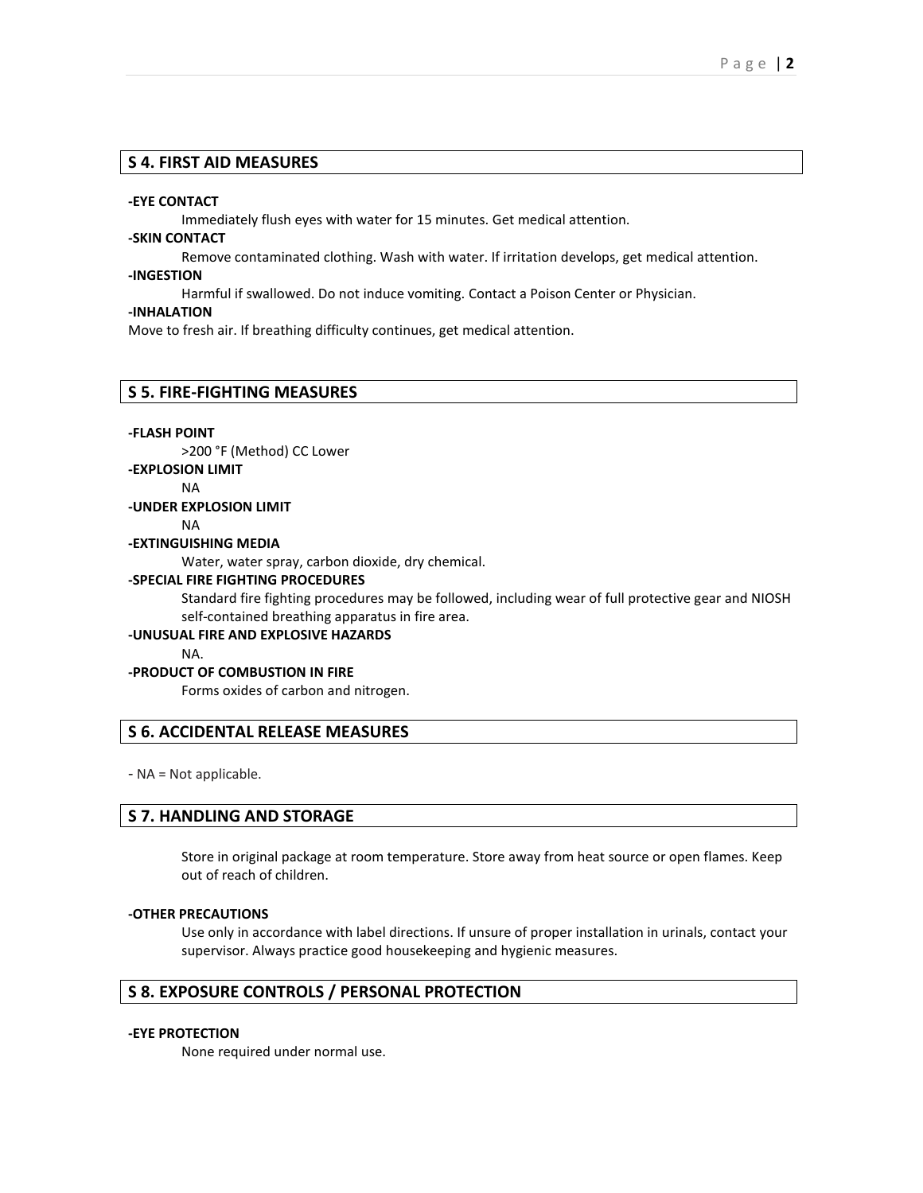## S 4. FIRST AID MEASURES

**-EYE CONTACT**

Immediately flush eyes with water for 15 minutes. Get medical attention.

**-SKIN CONTACT**

Remove contaminated clothing. Wash with water. If irritation develops, get medical attention.

**-INGESTION**

Harmful if swallowed. Do not induce vomiting. Contact a Poison Center or Physician.

**-INHALATION**

Move to fresh air. If breathing difficulty continues, get medical attention.

## S 5. FIRE-FIGHTING MEASURES

**-FLASH POINT**

>200 °F (Method) CC Lower

**-EXPLOSION LIMIT**

NA

**-UNDER EXPLOSION LIMIT**

NA

**-EXTINGUISHING MEDIA**

Water, water spray, carbon dioxide, dry chemical.

**-SPECIAL FIRE FIGHTING PROCEDURES**

Standard fire fighting procedures may be followed, including wear of full protective gear and NIOSH self-contained breathing apparatus in fire area.

**-UNUSUAL FIRE AND EXPLOSIVE HAZARDS**

NA.

**-PRODUCT OF COMBUSTION IN FIRE**

Forms oxides of carbon and nitrogen.

## S 6. ACCIDENTAL RELEASE MEASURES

- NA = Not applicable.

## S 7. HANDLING AND STORAGE

Store in original package at room temperature. Store away from heat source or open flames. Keep out of reach of children.

**-OTHER PRECAUTIONS**

Use only in accordance with label directions. If unsure of proper installation in urinals, contact your supervisor. Always practice good housekeeping and hygienic measures.

## S 8. EXPOSURE CONTROLS / PERSONAL PROTECTION

**-EYE PROTECTION**

None required under normal use.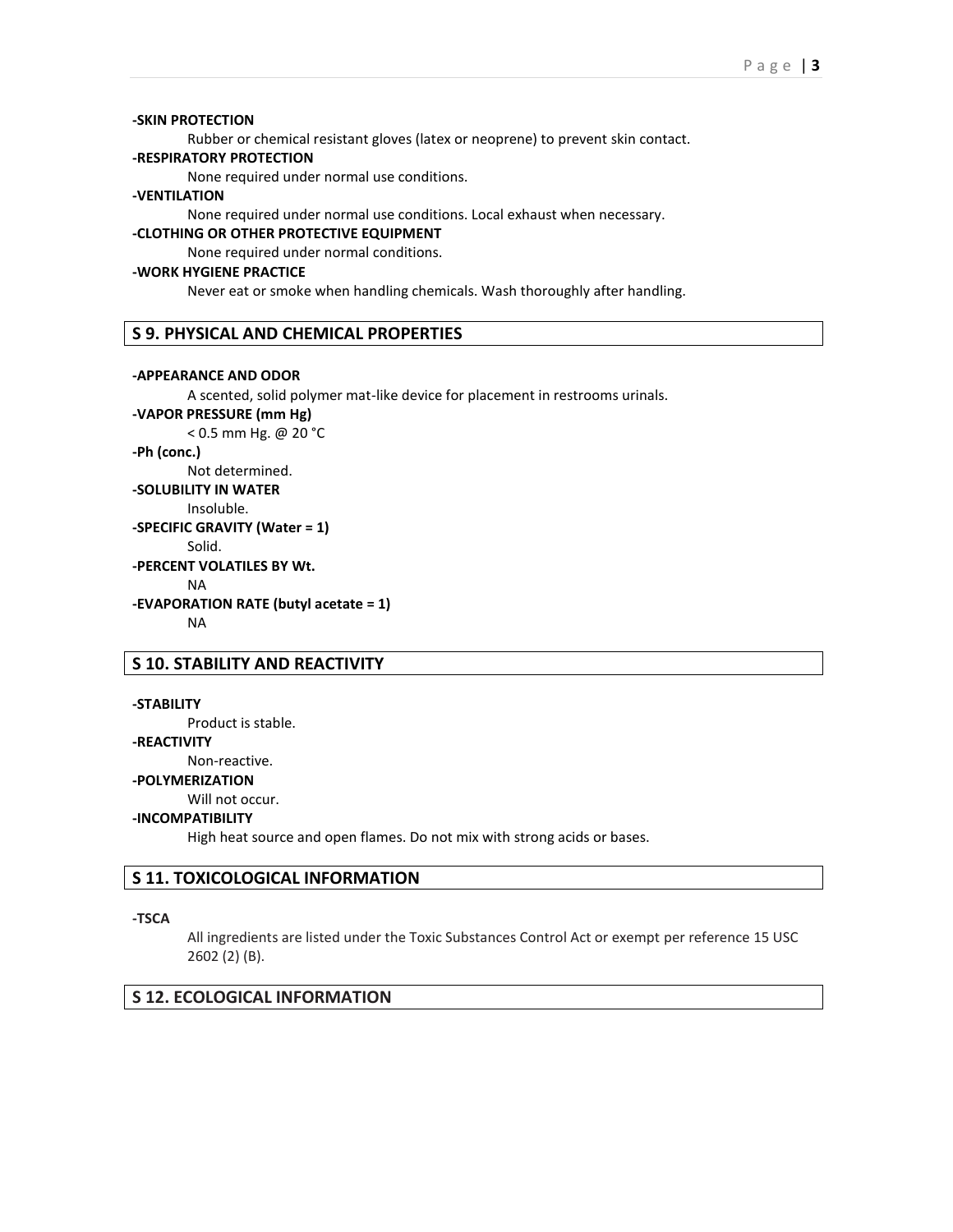**-SKIN PROTECTION**

Rubber or chemical resistant gloves (latex or neoprene) to prevent skin contact.

**-RESPIRATORY PROTECTION**

None required under normal use conditions.

**-VENTILATION**

None required under normal use conditions. Local exhaust when necessary.

**-CLOTHING OR OTHER PROTECTIVE EQUIPMENT**

None required under normal conditions.

**-WORK HYGIENE PRACTICE**

Never eat or smoke when handling chemicals. Wash thoroughly after handling.

## S 9. PHYSICAL AND CHEMICAL PROPERTIES

**-APPEARANCE AND ODOR**

A scented, solid polymer mat-like device for placement in restrooms urinals.

**-VAPOR PRESSURE (mm Hg)**

< 0.5 mm Hg. @ 20 °C

**-Ph (conc.)**

Not determined.

**-SOLUBILITY IN WATER**

Insoluble.

**-SPECIFIC GRAVITY (Water = 1)**

Solid.

**-PERCENT VOLATILES BY Wt.**

NA

**-EVAPORATION RATE (butyl acetate = 1)**

NA

## S 10. STABILITY AND REACTIVITY

**-STABILITY**

Product is stable.

**-REACTIVITY**

Non-reactive.

**-POLYMERIZATION**

Will not occur.

**-INCOMPATIBILITY**

High heat source and open flames. Do not mix with strong acids or bases.

## S 11. TOXICOLOGICAL INFORMATION

**-TSCA**

All ingredients are listed under the Toxic Substances Control Act or exempt per reference 15 USC 2602 (2) (B).

## S 12. ECOLOGICAL INFORMATION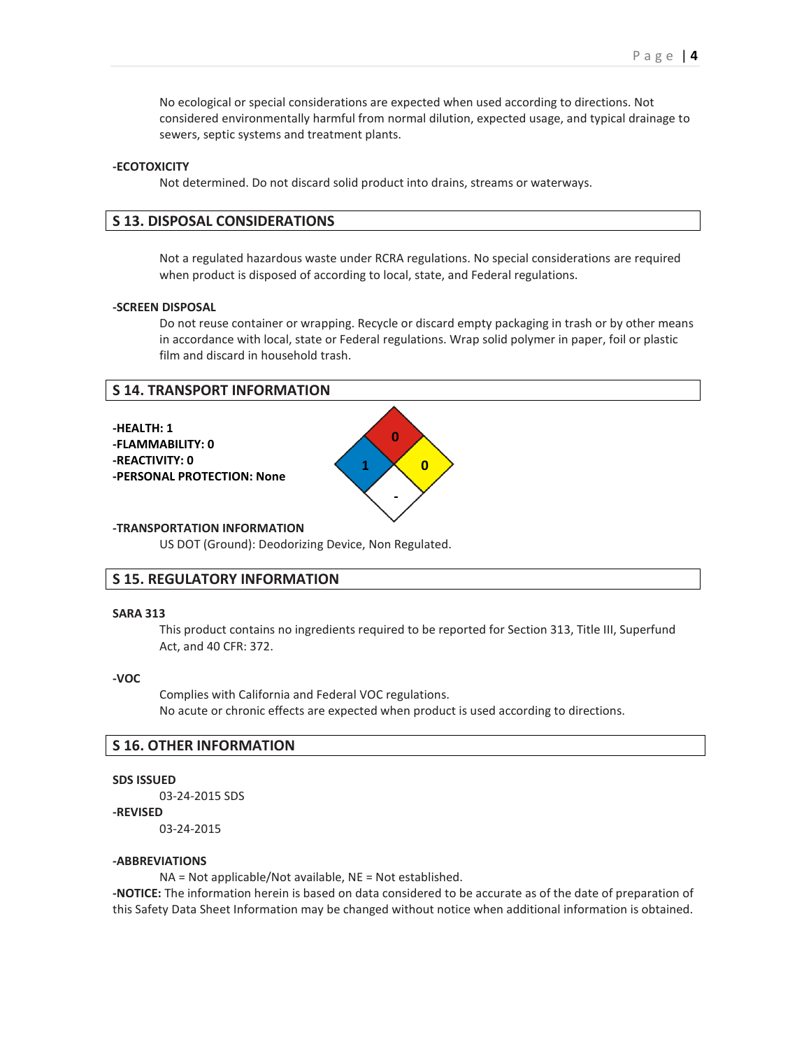No ecological or special considerations are expected when used according to directions. Not considered environmentally harmful from normal dilution, expected usage, and typical drainage to sewers, septic systems and treatment plants.

**-ECOTOXICITY**

Not determined. Do not discard solid product into drains, streams or waterways.

## S 13. DISPOSAL CONSIDERATIONS

Not a regulated hazardous waste under RCRA regulations. No special considerations are required when product is disposed of according to local, state, and Federal regulations.

**-SCREEN DISPOSAL**

Do not reuse container or wrapping. Recycle or discard empty packaging in trash or by other means in accordance with local, state or Federal regulations. Wrap solid polymer in paper, foil or plastic film and discard in household trash.

## S 14. TRANSPORT INFORMATION

**-HEALTH: 1**
**-FLAMMABILITY: 0**
**-REACTIVITY: 0**
**-PERSONAL PROTECTION: None**

0
1
0
-

**-TRANSPORTATION INFORMATION**

US DOT (Ground): Deodorizing Device, Non Regulated.

## S 15. REGULATORY INFORMATION

**SARA 313**

This product contains no ingredients required to be reported for Section 313, Title III, Superfund Act, and 40 CFR: 372.

**-VOC**

Complies with California and Federal VOC regulations.
No acute or chronic effects are expected when product is used according to directions.

## S 16. OTHER INFORMATION

**SDS ISSUED**

03-24-2015 SDS

**-REVISED**

03-24-2015

**-ABBREVIATIONS**

NA = Not applicable/Not available, NE = Not established.

**-NOTICE:** The information herein is based on data considered to be accurate as of the date of preparation of this Safety Data Sheet Information may be changed without notice when additional information is obtained.